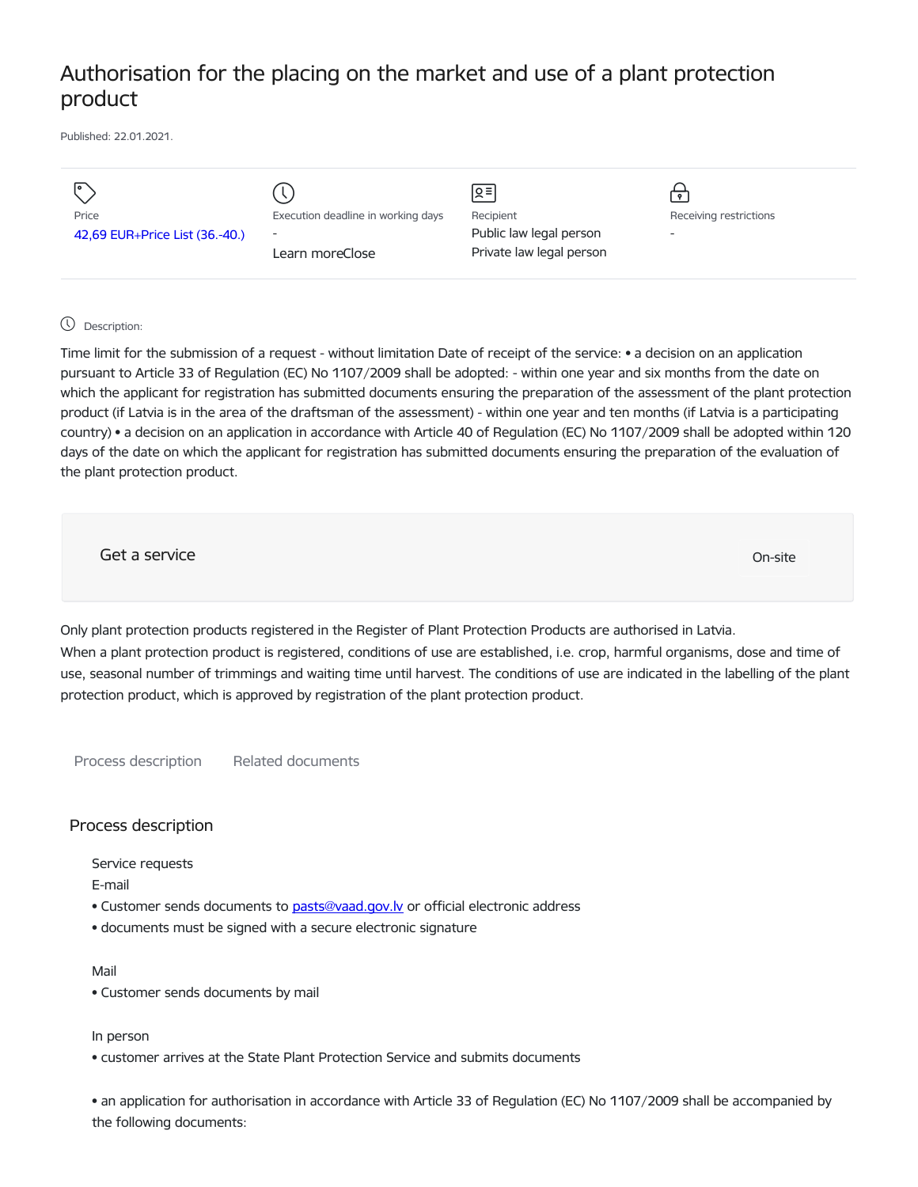# Authorisation for the placing on the market and use of a plant protection product

Published: 22.01.2021.

| Price | Execution deadline in working days | Recipient | Receiving restrictions |
| --- | --- | --- | --- |
| 42,69 EUR+Price List (36.-40.) | - | Public law legal person | - |
| | Learn moreClose | Private law legal person | |

Description:

Time limit for the submission of a request - without limitation Date of receipt of the service: • a decision on an application pursuant to Article 33 of Regulation (EC) No 1107/2009 shall be adopted: - within one year and six months from the date on which the applicant for registration has submitted documents ensuring the preparation of the assessment of the plant protection product (if Latvia is in the area of the draftsman of the assessment) - within one year and ten months (if Latvia is a participating country) • a decision on an application in accordance with Article 40 of Regulation (EC) No 1107/2009 shall be adopted within 120 days of the date on which the applicant for registration has submitted documents ensuring the preparation of the evaluation of the plant protection product.

Get a service

On-site

Only plant protection products registered in the Register of Plant Protection Products are authorised in Latvia.
When a plant protection product is registered, conditions of use are established, i.e. crop, harmful organisms, dose and time of use, seasonal number of trimmings and waiting time until harvest. The conditions of use are indicated in the labelling of the plant protection product, which is approved by registration of the plant protection product.

Process description | Related documents

## Process description

Service requests

E-mail

- Customer sends documents to pasts@vaad.gov.lv or official electronic address
- documents must be signed with a secure electronic signature

Mail

- Customer sends documents by mail

In person

- customer arrives at the State Plant Protection Service and submits documents

- an application for authorisation in accordance with Article 33 of Regulation (EC) No 1107/2009 shall be accompanied by the following documents: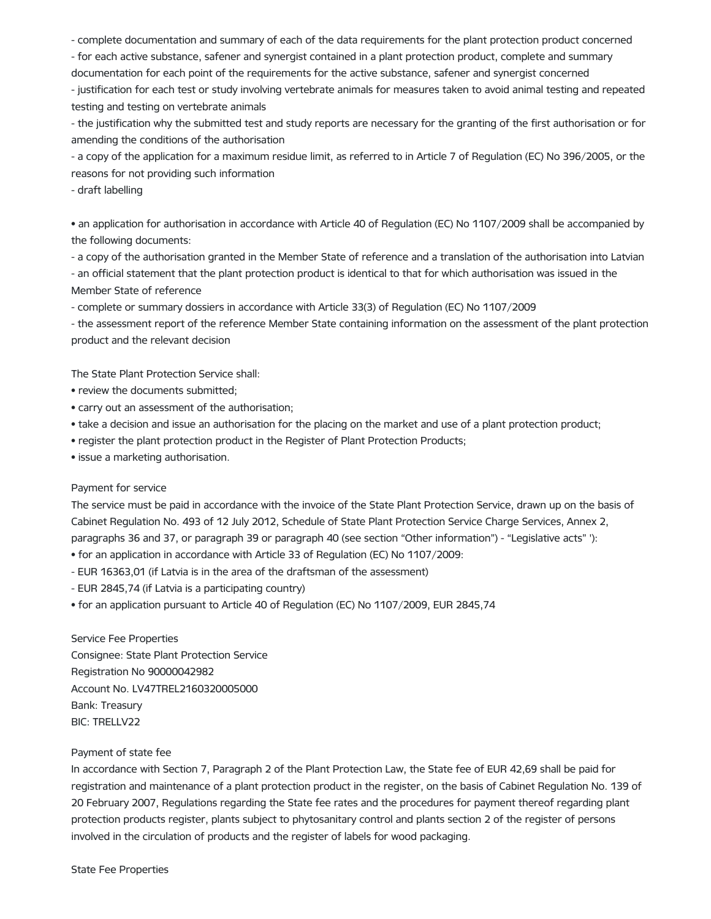- complete documentation and summary of each of the data requirements for the plant protection product concerned
- for each active substance, safener and synergist contained in a plant protection product, complete and summary documentation for each point of the requirements for the active substance, safener and synergist concerned
- justification for each test or study involving vertebrate animals for measures taken to avoid animal testing and repeated testing and testing on vertebrate animals
- the justification why the submitted test and study reports are necessary for the granting of the first authorisation or for amending the conditions of the authorisation
- a copy of the application for a maximum residue limit, as referred to in Article 7 of Regulation (EC) No 396/2005, or the reasons for not providing such information
- draft labelling

• an application for authorisation in accordance with Article 40 of Regulation (EC) No 1107/2009 shall be accompanied by the following documents:
- a copy of the authorisation granted in the Member State of reference and a translation of the authorisation into Latvian
- an official statement that the plant protection product is identical to that for which authorisation was issued in the Member State of reference
- complete or summary dossiers in accordance with Article 33(3) of Regulation (EC) No 1107/2009
- the assessment report of the reference Member State containing information on the assessment of the plant protection product and the relevant decision

The State Plant Protection Service shall:

- review the documents submitted;
- carry out an assessment of the authorisation;
- take a decision and issue an authorisation for the placing on the market and use of a plant protection product;
- register the plant protection product in the Register of Plant Protection Products;
- issue a marketing authorisation.

Payment for service

The service must be paid in accordance with the invoice of the State Plant Protection Service, drawn up on the basis of Cabinet Regulation No. 493 of 12 July 2012, Schedule of State Plant Protection Service Charge Services, Annex 2, paragraphs 36 and 37, or paragraph 39 or paragraph 40 (see section "Other information") - "Legislative acts" '):

• for an application in accordance with Article 33 of Regulation (EC) No 1107/2009:
- EUR 16363,01 (if Latvia is in the area of the draftsman of the assessment)
- EUR 2845,74 (if Latvia is a participating country)

• for an application pursuant to Article 40 of Regulation (EC) No 1107/2009, EUR 2845,74

Service Fee Properties
Consignee: State Plant Protection Service
Registration No 90000042982
Account No. LV47TREL2160320005000
Bank: Treasury
BIC: TRELLV22

Payment of state fee

In accordance with Section 7, Paragraph 2 of the Plant Protection Law, the State fee of EUR 42,69 shall be paid for registration and maintenance of a plant protection product in the register, on the basis of Cabinet Regulation No. 139 of 20 February 2007, Regulations regarding the State fee rates and the procedures for payment thereof regarding plant protection products register, plants subject to phytosanitary control and plants section 2 of the register of persons involved in the circulation of products and the register of labels for wood packaging.

State Fee Properties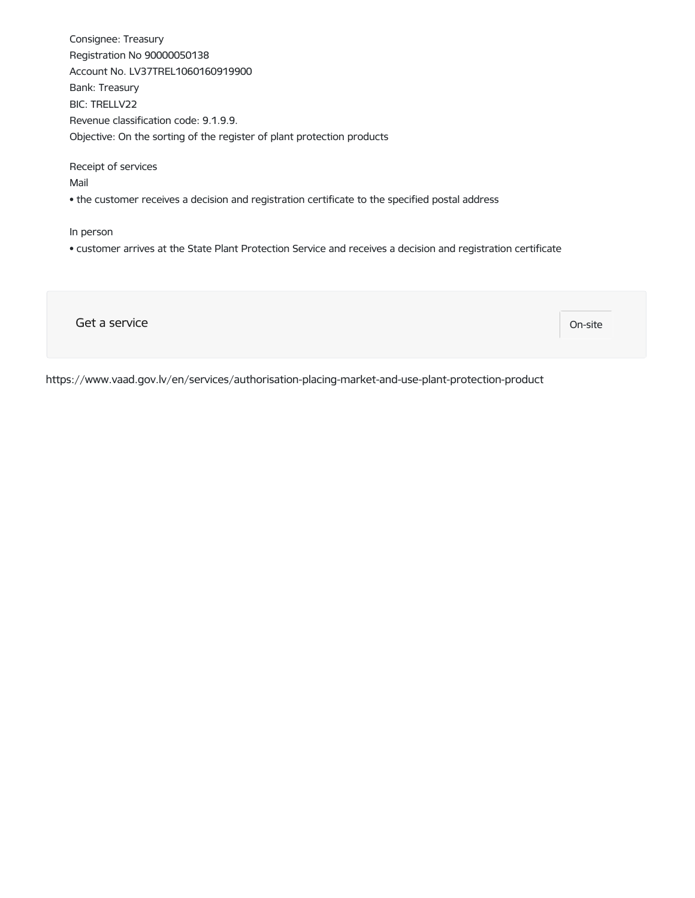Consignee: Treasury
Registration No 90000050138
Account No. LV37TREL1060160919900
Bank: Treasury
BIC: TRELLV22
Revenue classification code: 9.1.9.9.
Objective: On the sorting of the register of plant protection products

Receipt of services
Mail
• the customer receives a decision and registration certificate to the specified postal address

In person
• customer arrives at the State Plant Protection Service and receives a decision and registration certificate

Get a service

On-site

https://www.vaad.gov.lv/en/services/authorisation-placing-market-and-use-plant-protection-product